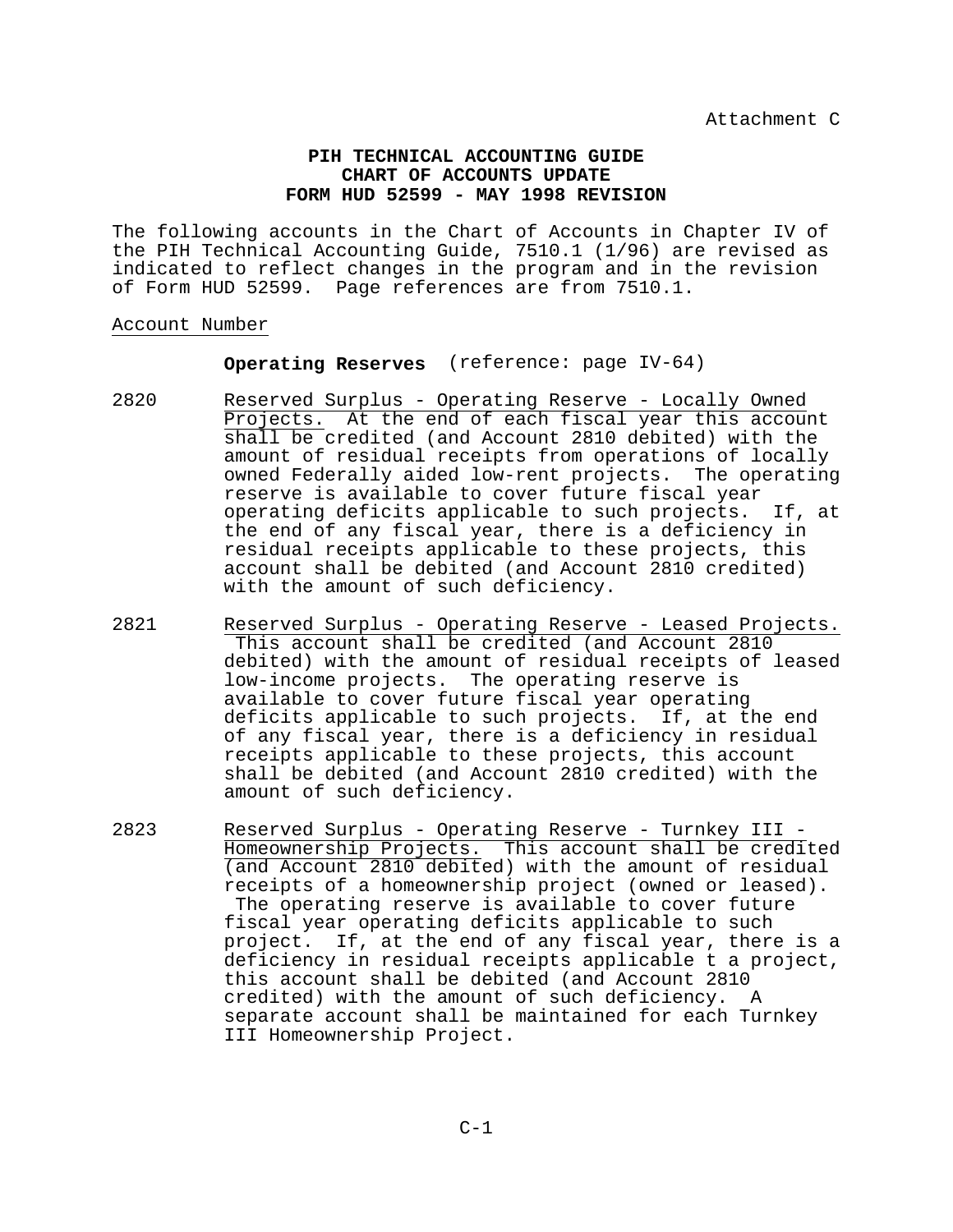Attachment C

# PIH TECHNICAL ACCOUNTING GUIDE
# CHART OF ACCOUNTS UPDATE
# FORM HUD 52599 - MAY 1998 REVISION

The following accounts in the Chart of Accounts in Chapter IV of the PIH Technical Accounting Guide, 7510.1 (1/96) are revised as indicated to reflect changes in the program and in the revision of Form HUD 52599. Page references are from 7510.1.

Account Number

**Operating Reserves** (reference: page IV-64)

2820 Reserved Surplus - Operating Reserve - Locally Owned Projects. At the end of each fiscal year this account shall be credited (and Account 2810 debited) with the amount of residual receipts from operations of locally owned Federally aided low-rent projects. The operating reserve is available to cover future fiscal year operating deficits applicable to such projects. If, at the end of any fiscal year, there is a deficiency in residual receipts applicable to these projects, this account shall be debited (and Account 2810 credited) with the amount of such deficiency.

2821 Reserved Surplus - Operating Reserve - Leased Projects. This account shall be credited (and Account 2810 debited) with the amount of residual receipts of leased low-income projects. The operating reserve is available to cover future fiscal year operating deficits applicable to such projects. If, at the end of any fiscal year, there is a deficiency in residual receipts applicable to these projects, this account shall be debited (and Account 2810 credited) with the amount of such deficiency.

2823 Reserved Surplus - Operating Reserve - Turnkey III - Homeownership Projects. This account shall be credited (and Account 2810 debited) with the amount of residual receipts of a homeownership project (owned or leased). The operating reserve is available to cover future fiscal year operating deficits applicable to such project. If, at the end of any fiscal year, there is a deficiency in residual receipts applicable t a project, this account shall be debited (and Account 2810 credited) with the amount of such deficiency. A separate account shall be maintained for each Turnkey III Homeownership Project.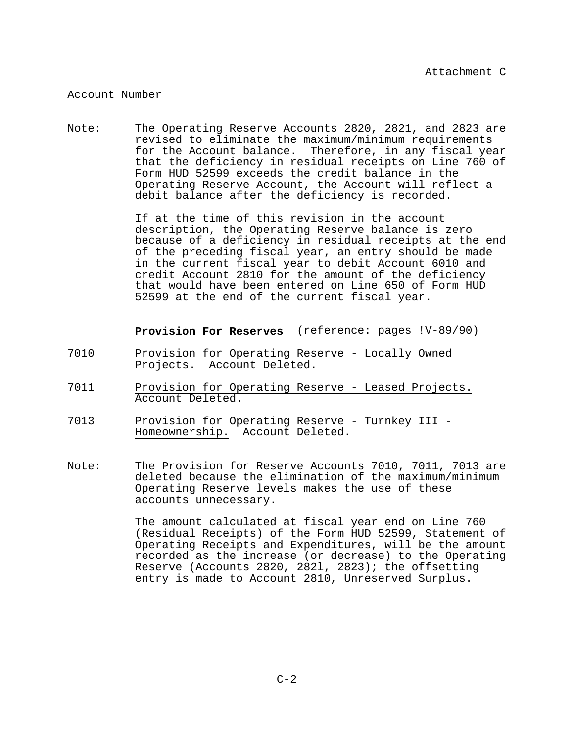Attachment C

Account Number

Note: The Operating Reserve Accounts 2820, 2821, and 2823 are revised to eliminate the maximum/minimum requirements for the Account balance. Therefore, in any fiscal year that the deficiency in residual receipts on Line 760 of Form HUD 52599 exceeds the credit balance in the Operating Reserve Account, the Account will reflect a debit balance after the deficiency is recorded.

If at the time of this revision in the account description, the Operating Reserve balance is zero because of a deficiency in residual receipts at the end of the preceding fiscal year, an entry should be made in the current fiscal year to debit Account 6010 and credit Account 2810 for the amount of the deficiency that would have been entered on Line 650 of Form HUD 52599 at the end of the current fiscal year.

**Provision For Reserves** (reference: pages !V-89/90)

7010 Provision for Operating Reserve - Locally Owned Projects. Account Deleted.

7011 Provision for Operating Reserve - Leased Projects. Account Deleted.

7013 Provision for Operating Reserve - Turnkey III - Homeownership. Account Deleted.

Note: The Provision for Reserve Accounts 7010, 7011, 7013 are deleted because the elimination of the maximum/minimum Operating Reserve levels makes the use of these accounts unnecessary.

The amount calculated at fiscal year end on Line 760 (Residual Receipts) of the Form HUD 52599, Statement of Operating Receipts and Expenditures, will be the amount recorded as the increase (or decrease) to the Operating Reserve (Accounts 2820, 282l, 2823); the offsetting entry is made to Account 2810, Unreserved Surplus.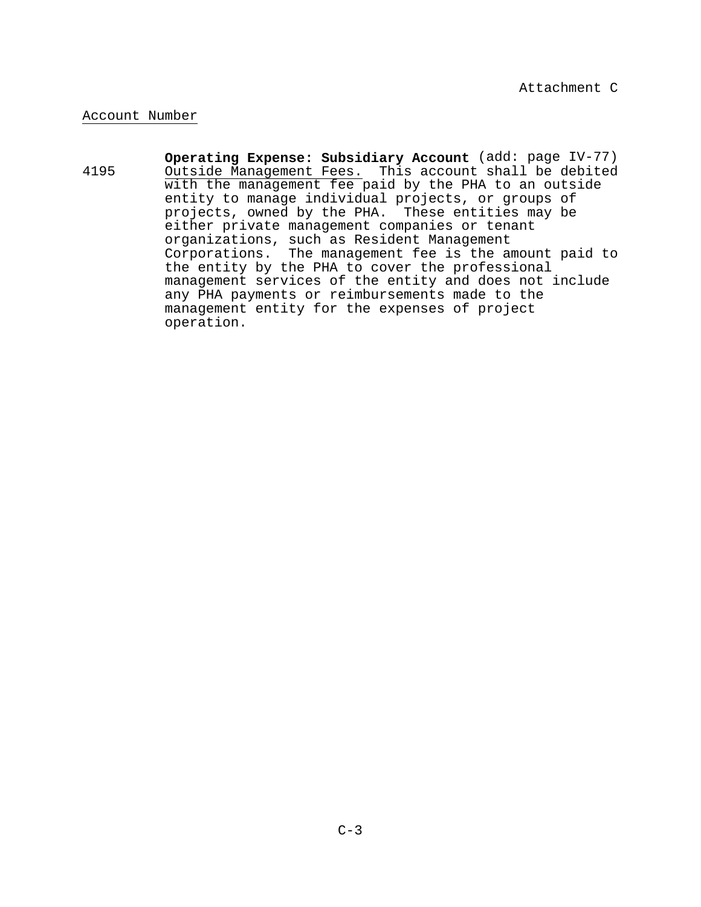Attachment C

Account Number

**Operating Expense: Subsidiary Account** (add: page IV-77)

4195 &nbsp;&nbsp;&nbsp; Outside Management Fees. This account shall be debited with the management fee paid by the PHA to an outside entity to manage individual projects, or groups of projects, owned by the PHA. These entities may be either private management companies or tenant organizations, such as Resident Management Corporations. The management fee is the amount paid to the entity by the PHA to cover the professional management services of the entity and does not include any PHA payments or reimbursements made to the management entity for the expenses of project operation.